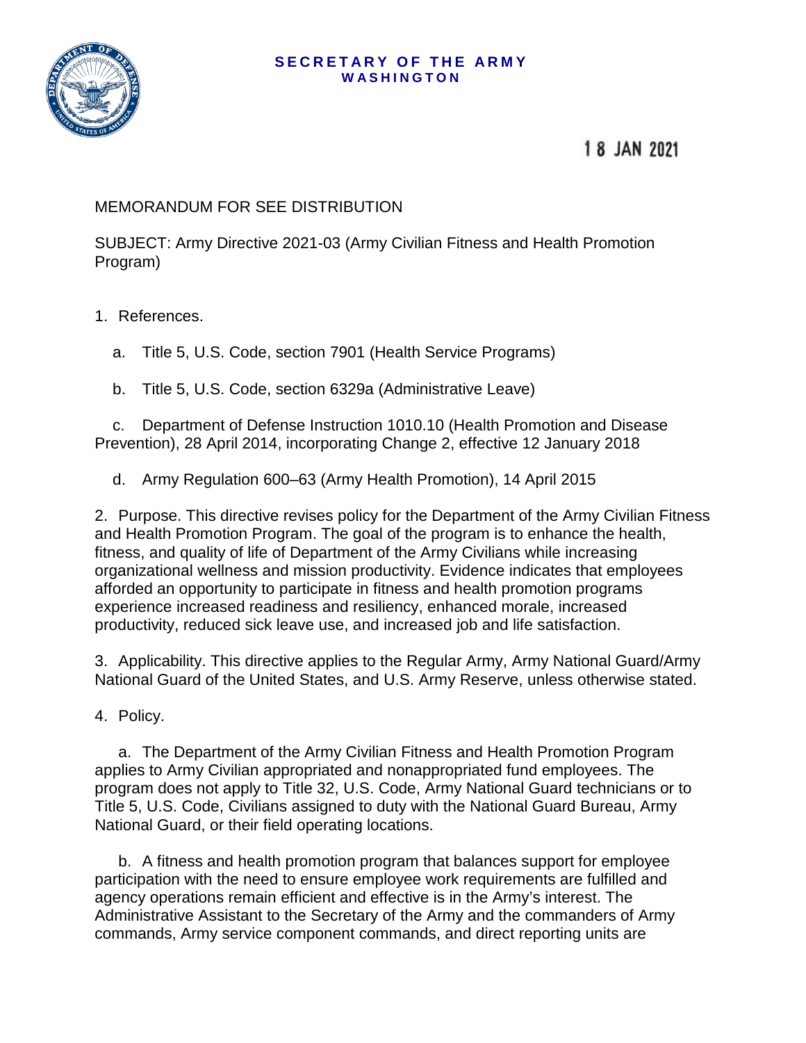**SECRETARY OF THE ARMY**
**WASHINGTON**

18 JAN 2021

MEMORANDUM FOR SEE DISTRIBUTION

SUBJECT: Army Directive 2021-03 (Army Civilian Fitness and Health Promotion Program)

1. References.

   a. Title 5, U.S. Code, section 7901 (Health Service Programs)

   b. Title 5, U.S. Code, section 6329a (Administrative Leave)

   c. Department of Defense Instruction 1010.10 (Health Promotion and Disease Prevention), 28 April 2014, incorporating Change 2, effective 12 January 2018

   d. Army Regulation 600–63 (Army Health Promotion), 14 April 2015

2. Purpose. This directive revises policy for the Department of the Army Civilian Fitness and Health Promotion Program. The goal of the program is to enhance the health, fitness, and quality of life of Department of the Army Civilians while increasing organizational wellness and mission productivity. Evidence indicates that employees afforded an opportunity to participate in fitness and health promotion programs experience increased readiness and resiliency, enhanced morale, increased productivity, reduced sick leave use, and increased job and life satisfaction.

3. Applicability. This directive applies to the Regular Army, Army National Guard/Army National Guard of the United States, and U.S. Army Reserve, unless otherwise stated.

4. Policy.

   a. The Department of the Army Civilian Fitness and Health Promotion Program applies to Army Civilian appropriated and nonappropriated fund employees. The program does not apply to Title 32, U.S. Code, Army National Guard technicians or to Title 5, U.S. Code, Civilians assigned to duty with the National Guard Bureau, Army National Guard, or their field operating locations.

   b. A fitness and health promotion program that balances support for employee participation with the need to ensure employee work requirements are fulfilled and agency operations remain efficient and effective is in the Army's interest. The Administrative Assistant to the Secretary of the Army and the commanders of Army commands, Army service component commands, and direct reporting units are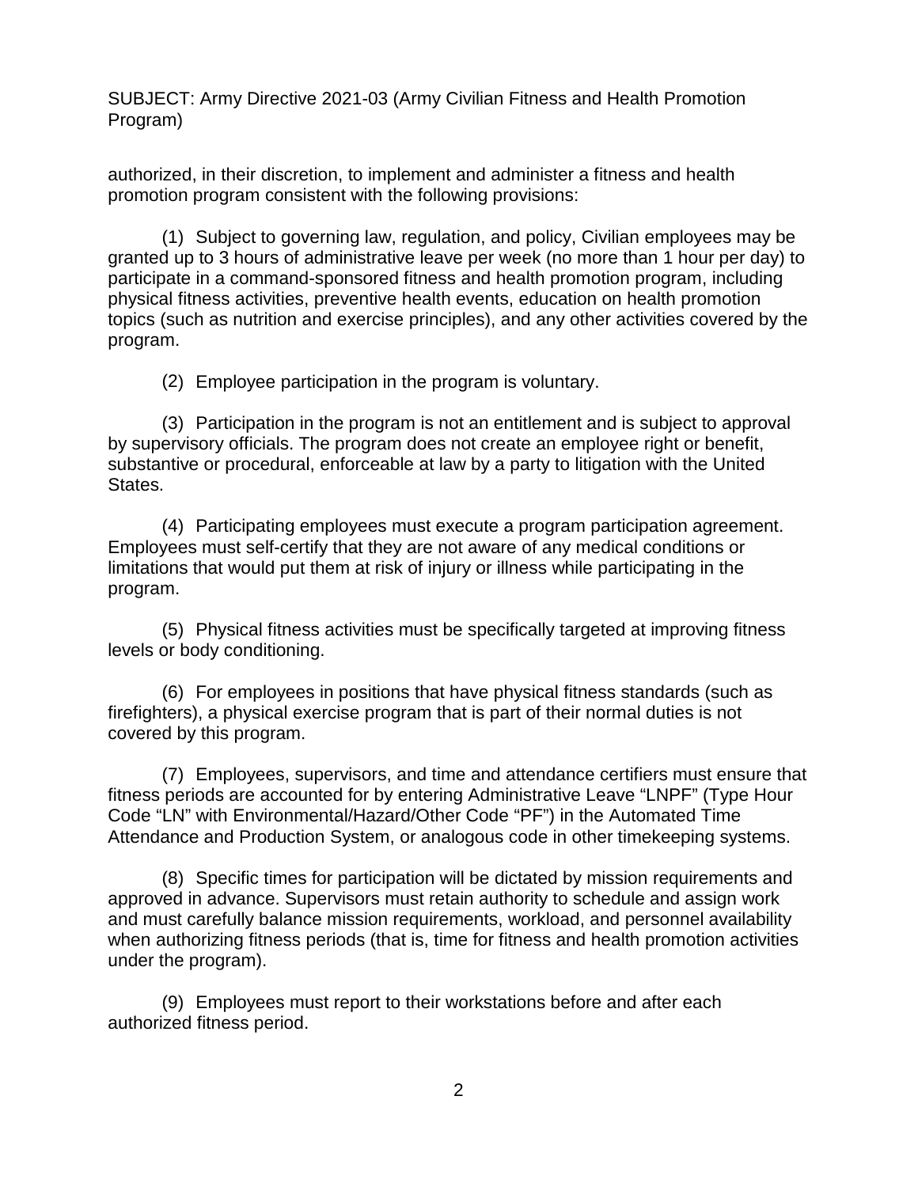authorized, in their discretion, to implement and administer a fitness and health promotion program consistent with the following provisions:

(1) Subject to governing law, regulation, and policy, Civilian employees may be granted up to 3 hours of administrative leave per week (no more than 1 hour per day) to participate in a command-sponsored fitness and health promotion program, including physical fitness activities, preventive health events, education on health promotion topics (such as nutrition and exercise principles), and any other activities covered by the program.

(2) Employee participation in the program is voluntary.

(3) Participation in the program is not an entitlement and is subject to approval by supervisory officials. The program does not create an employee right or benefit, substantive or procedural, enforceable at law by a party to litigation with the United States.

(4) Participating employees must execute a program participation agreement. Employees must self-certify that they are not aware of any medical conditions or limitations that would put them at risk of injury or illness while participating in the program.

(5) Physical fitness activities must be specifically targeted at improving fitness levels or body conditioning.

(6) For employees in positions that have physical fitness standards (such as firefighters), a physical exercise program that is part of their normal duties is not covered by this program.

(7) Employees, supervisors, and time and attendance certifiers must ensure that fitness periods are accounted for by entering Administrative Leave "LNPF" (Type Hour Code "LN" with Environmental/Hazard/Other Code "PF") in the Automated Time Attendance and Production System, or analogous code in other timekeeping systems.

(8) Specific times for participation will be dictated by mission requirements and approved in advance. Supervisors must retain authority to schedule and assign work and must carefully balance mission requirements, workload, and personnel availability when authorizing fitness periods (that is, time for fitness and health promotion activities under the program).

(9) Employees must report to their workstations before and after each authorized fitness period.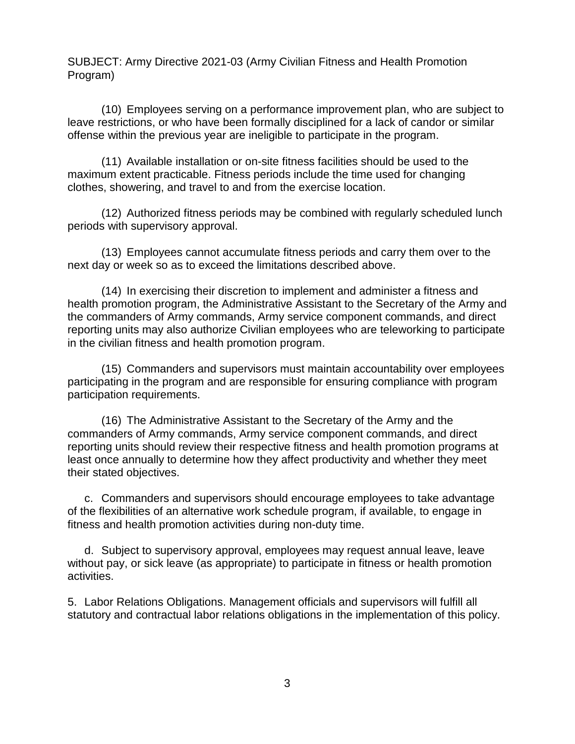SUBJECT: Army Directive 2021-03 (Army Civilian Fitness and Health Promotion Program)

(10) Employees serving on a performance improvement plan, who are subject to leave restrictions, or who have been formally disciplined for a lack of candor or similar offense within the previous year are ineligible to participate in the program.

(11) Available installation or on-site fitness facilities should be used to the maximum extent practicable. Fitness periods include the time used for changing clothes, showering, and travel to and from the exercise location.

(12) Authorized fitness periods may be combined with regularly scheduled lunch periods with supervisory approval.

(13) Employees cannot accumulate fitness periods and carry them over to the next day or week so as to exceed the limitations described above.

(14) In exercising their discretion to implement and administer a fitness and health promotion program, the Administrative Assistant to the Secretary of the Army and the commanders of Army commands, Army service component commands, and direct reporting units may also authorize Civilian employees who are teleworking to participate in the civilian fitness and health promotion program.

(15) Commanders and supervisors must maintain accountability over employees participating in the program and are responsible for ensuring compliance with program participation requirements.

(16) The Administrative Assistant to the Secretary of the Army and the commanders of Army commands, Army service component commands, and direct reporting units should review their respective fitness and health promotion programs at least once annually to determine how they affect productivity and whether they meet their stated objectives.

c. Commanders and supervisors should encourage employees to take advantage of the flexibilities of an alternative work schedule program, if available, to engage in fitness and health promotion activities during non-duty time.

d. Subject to supervisory approval, employees may request annual leave, leave without pay, or sick leave (as appropriate) to participate in fitness or health promotion activities.

5. Labor Relations Obligations. Management officials and supervisors will fulfill all statutory and contractual labor relations obligations in the implementation of this policy.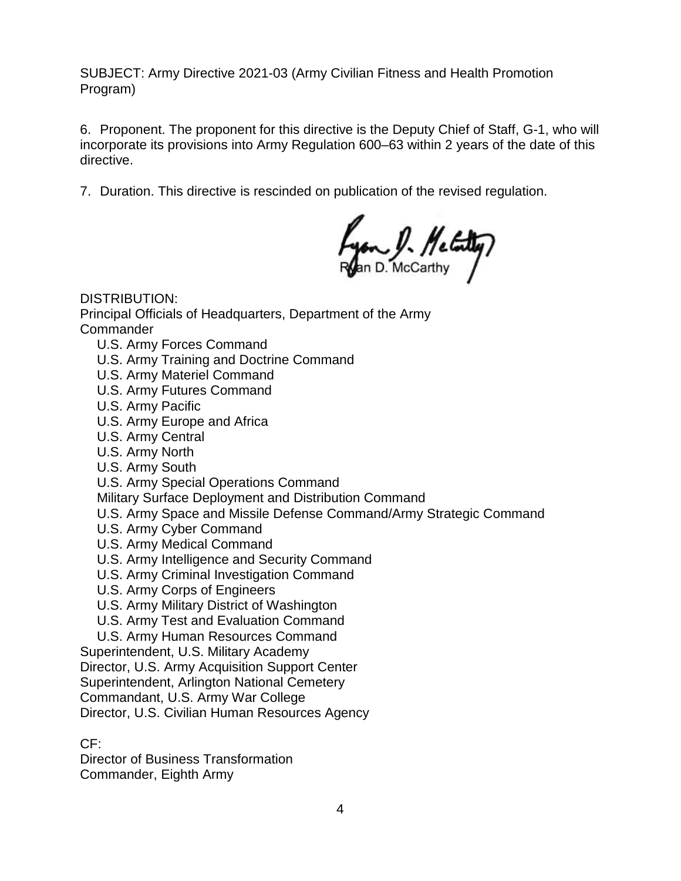SUBJECT: Army Directive 2021-03 (Army Civilian Fitness and Health Promotion Program)

6. Proponent. The proponent for this directive is the Deputy Chief of Staff, G-1, who will incorporate its provisions into Army Regulation 600–63 within 2 years of the date of this directive.

7. Duration. This directive is rescinded on publication of the revised regulation.

Ryan D. McCarthy

DISTRIBUTION:
Principal Officials of Headquarters, Department of the Army
Commander
- U.S. Army Forces Command
- U.S. Army Training and Doctrine Command
- U.S. Army Materiel Command
- U.S. Army Futures Command
- U.S. Army Pacific
- U.S. Army Europe and Africa
- U.S. Army Central
- U.S. Army North
- U.S. Army South
- U.S. Army Special Operations Command
- Military Surface Deployment and Distribution Command
- U.S. Army Space and Missile Defense Command/Army Strategic Command
- U.S. Army Cyber Command
- U.S. Army Medical Command
- U.S. Army Intelligence and Security Command
- U.S. Army Criminal Investigation Command
- U.S. Army Corps of Engineers
- U.S. Army Military District of Washington
- U.S. Army Test and Evaluation Command
- U.S. Army Human Resources Command

Superintendent, U.S. Military Academy
Director, U.S. Army Acquisition Support Center
Superintendent, Arlington National Cemetery
Commandant, U.S. Army War College
Director, U.S. Civilian Human Resources Agency

CF:
Director of Business Transformation
Commander, Eighth Army